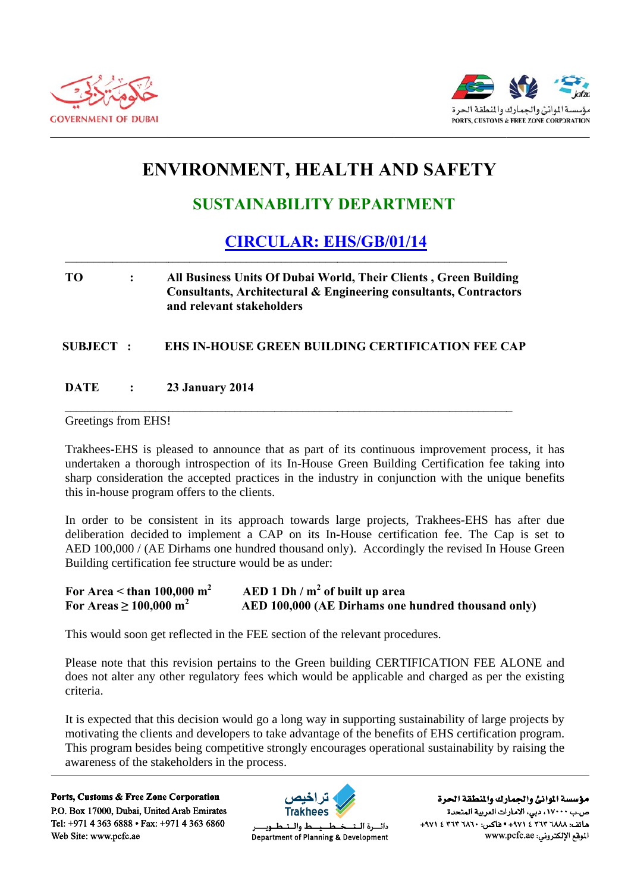GOVERNMENT OF DUBAI

مؤسسة الموانئ والجمارك والمنطقة الحرة
PORTS, CUSTOMS & FREE ZONE CORPORATION

# ENVIRONMENT, HEALTH AND SAFETY

## SUSTAINABILITY DEPARTMENT

## CIRCULAR: EHS/GB/01/14

---

**TO** : **All Business Units Of Dubai World, Their Clients , Green Building Consultants, Architectural & Engineering consultants, Contractors and relevant stakeholders**

**SUBJECT** : **EHS IN-HOUSE GREEN BUILDING CERTIFICATION FEE CAP**

**DATE** : **23 January 2014**

---

Greetings from EHS!

Trakhees-EHS is pleased to announce that as part of its continuous improvement process, it has undertaken a thorough introspection of its In-House Green Building Certification fee taking into sharp consideration the accepted practices in the industry in conjunction with the unique benefits this in-house program offers to the clients.

In order to be consistent in its approach towards large projects, Trakhees-EHS has after due deliberation decided to implement a CAP on its In-House certification fee. The Cap is set to AED 100,000 / (AE Dirhams one hundred thousand only). Accordingly the revised In House Green Building certification fee structure would be as under:

| | |
|---|---|
| **For Area < than 100,000 m$^2$** | **AED 1 Dh / m$^2$ of built up area** |
| **For Areas ≥ 100,000 m$^2$** | **AED 100,000 (AE Dirhams one hundred thousand only)** |

This would soon get reflected in the FEE section of the relevant procedures.

Please note that this revision pertains to the Green building CERTIFICATION FEE ALONE and does not alter any other regulatory fees which would be applicable and charged as per the existing criteria.

It is expected that this decision would go a long way in supporting sustainability of large projects by motivating the clients and developers to take advantage of the benefits of EHS certification program. This program besides being competitive strongly encourages operational sustainability by raising the awareness of the stakeholders in the process.

---

**Ports, Customs & Free Zone Corporation**
P.O. Box 17000, Dubai, United Arab Emirates
Tel: +971 4 363 6888 • Fax: +971 4 363 6860
Web Site: www.pcfc.ae

تراخيص Trakhees
دائـرة التخطيط والتطوير
Department of Planning & Development

**مؤسسة الموانئ والجمارك والمنطقة الحرة**
ص.ب ١٧٠٠٠، دبي، الامارات العربية المتحدة
هاتف: ٦٨٨٨ ٣٦٣ ٤ ٩٧١+ • فاكس: ٦٨٦٠ ٣٦٣ ٤ ٩٧١+
الموقع الإلكتروني: www.pcfc.ae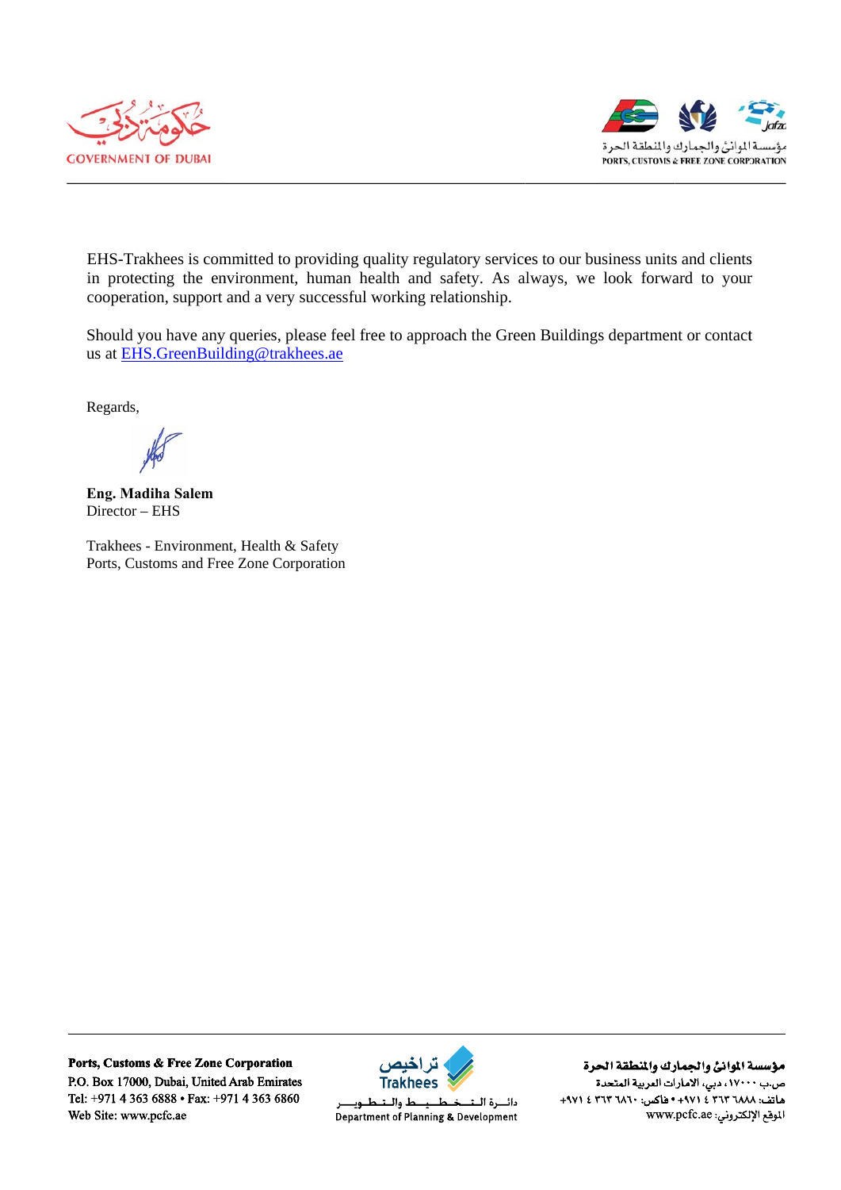EHS-Trakhees is committed to providing quality regulatory services to our business units and clients in protecting the environment, human health and safety. As always, we look forward to your cooperation, support and a very successful working relationship.

Should you have any queries, please feel free to approach the Green Buildings department or contact us at EHS.GreenBuilding@trakhees.ae

Regards,

**Eng. Madiha Salem**
Director – EHS

Trakhees - Environment, Health & Safety
Ports, Customs and Free Zone Corporation